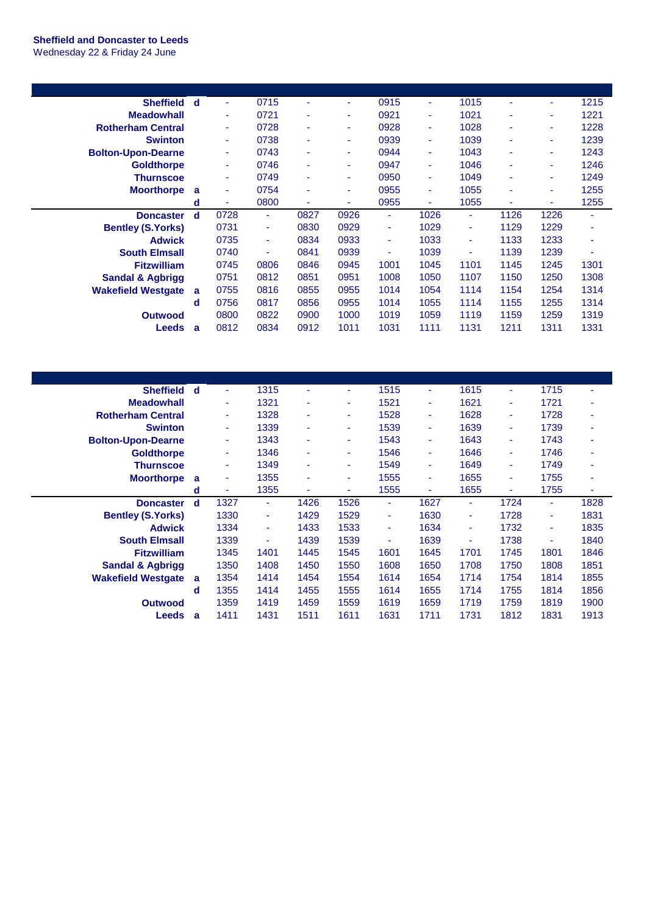**Sheffield and Doncaster to Leeds**
Wednesday 22 & Friday 24 June

| | | | | | | | | | | | |
|---|---|---|---|---|---|---|---|---|---|---|---|
| **Sheffield** | **d** | - | 0715 | - | - | 0915 | - | 1015 | - | - | 1215 |
| **Meadowhall** | | - | 0721 | - | - | 0921 | - | 1021 | - | - | 1221 |
| **Rotherham Central** | | - | 0728 | - | - | 0928 | - | 1028 | - | - | 1228 |
| **Swinton** | | - | 0738 | - | - | 0939 | - | 1039 | - | - | 1239 |
| **Bolton-Upon-Dearne** | | - | 0743 | - | - | 0944 | - | 1043 | - | - | 1243 |
| **Goldthorpe** | | - | 0746 | - | - | 0947 | - | 1046 | - | - | 1246 |
| **Thurnscoe** | | - | 0749 | - | - | 0950 | - | 1049 | - | - | 1249 |
| **Moorthorpe** | **a** | - | 0754 | - | - | 0955 | - | 1055 | - | - | 1255 |
| | **d** | - | 0800 | - | - | 0955 | - | 1055 | - | - | 1255 |
| **Doncaster** | **d** | 0728 | - | 0827 | 0926 | - | 1026 | - | 1126 | 1226 | - |
| **Bentley (S.Yorks)** | | 0731 | - | 0830 | 0929 | - | 1029 | - | 1129 | 1229 | - |
| **Adwick** | | 0735 | - | 0834 | 0933 | - | 1033 | - | 1133 | 1233 | - |
| **South Elmsall** | | 0740 | - | 0841 | 0939 | - | 1039 | - | 1139 | 1239 | - |
| **Fitzwilliam** | | 0745 | 0806 | 0846 | 0945 | 1001 | 1045 | 1101 | 1145 | 1245 | 1301 |
| **Sandal & Agbrigg** | | 0751 | 0812 | 0851 | 0951 | 1008 | 1050 | 1107 | 1150 | 1250 | 1308 |
| **Wakefield Westgate** | **a** | 0755 | 0816 | 0855 | 0955 | 1014 | 1054 | 1114 | 1154 | 1254 | 1314 |
| | **d** | 0756 | 0817 | 0856 | 0955 | 1014 | 1055 | 1114 | 1155 | 1255 | 1314 |
| **Outwood** | | 0800 | 0822 | 0900 | 1000 | 1019 | 1059 | 1119 | 1159 | 1259 | 1319 |
| **Leeds** | **a** | 0812 | 0834 | 0912 | 1011 | 1031 | 1111 | 1131 | 1211 | 1311 | 1331 |

| | | | | | | | | | | | |
|---|---|---|---|---|---|---|---|---|---|---|---|
| **Sheffield** | **d** | - | 1315 | - | - | 1515 | - | 1615 | - | 1715 | - |
| **Meadowhall** | | - | 1321 | - | - | 1521 | - | 1621 | - | 1721 | - |
| **Rotherham Central** | | - | 1328 | - | - | 1528 | - | 1628 | - | 1728 | - |
| **Swinton** | | - | 1339 | - | - | 1539 | - | 1639 | - | 1739 | - |
| **Bolton-Upon-Dearne** | | - | 1343 | - | - | 1543 | - | 1643 | - | 1743 | - |
| **Goldthorpe** | | - | 1346 | - | - | 1546 | - | 1646 | - | 1746 | - |
| **Thurnscoe** | | - | 1349 | - | - | 1549 | - | 1649 | - | 1749 | - |
| **Moorthorpe** | **a** | - | 1355 | - | - | 1555 | - | 1655 | - | 1755 | - |
| | **d** | - | 1355 | - | - | 1555 | - | 1655 | - | 1755 | - |
| **Doncaster** | **d** | 1327 | - | 1426 | 1526 | - | 1627 | - | 1724 | - | 1828 |
| **Bentley (S.Yorks)** | | 1330 | - | 1429 | 1529 | - | 1630 | - | 1728 | - | 1831 |
| **Adwick** | | 1334 | - | 1433 | 1533 | - | 1634 | - | 1732 | - | 1835 |
| **South Elmsall** | | 1339 | - | 1439 | 1539 | - | 1639 | - | 1738 | - | 1840 |
| **Fitzwilliam** | | 1345 | 1401 | 1445 | 1545 | 1601 | 1645 | 1701 | 1745 | 1801 | 1846 |
| **Sandal & Agbrigg** | | 1350 | 1408 | 1450 | 1550 | 1608 | 1650 | 1708 | 1750 | 1808 | 1851 |
| **Wakefield Westgate** | **a** | 1354 | 1414 | 1454 | 1554 | 1614 | 1654 | 1714 | 1754 | 1814 | 1855 |
| | **d** | 1355 | 1414 | 1455 | 1555 | 1614 | 1655 | 1714 | 1755 | 1814 | 1856 |
| **Outwood** | | 1359 | 1419 | 1459 | 1559 | 1619 | 1659 | 1719 | 1759 | 1819 | 1900 |
| **Leeds** | **a** | 1411 | 1431 | 1511 | 1611 | 1631 | 1711 | 1731 | 1812 | 1831 | 1913 |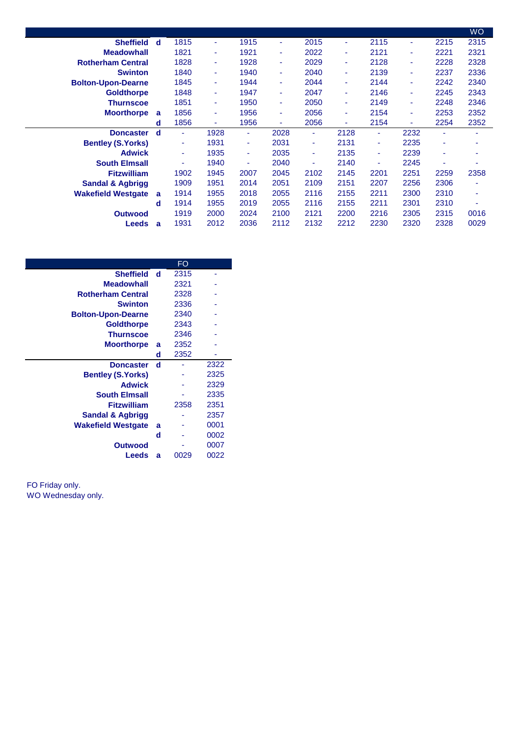| | | | | | | | | | | | WO |
|---|---|---|---|---|---|---|---|---|---|---|---|
| **Sheffield** | **d** | 1815 | - | 1915 | - | 2015 | - | 2115 | - | 2215 | 2315 |
| **Meadowhall** | | 1821 | - | 1921 | - | 2022 | - | 2121 | - | 2221 | 2321 |
| **Rotherham Central** | | 1828 | - | 1928 | - | 2029 | - | 2128 | - | 2228 | 2328 |
| **Swinton** | | 1840 | - | 1940 | - | 2040 | - | 2139 | - | 2237 | 2336 |
| **Bolton-Upon-Dearne** | | 1845 | - | 1944 | - | 2044 | - | 2144 | - | 2242 | 2340 |
| **Goldthorpe** | | 1848 | - | 1947 | - | 2047 | - | 2146 | - | 2245 | 2343 |
| **Thurnscoe** | | 1851 | - | 1950 | - | 2050 | - | 2149 | - | 2248 | 2346 |
| **Moorthorpe** | **a** | 1856 | - | 1956 | - | 2056 | - | 2154 | - | 2253 | 2352 |
| | **d** | 1856 | - | 1956 | - | 2056 | - | 2154 | - | 2254 | 2352 |
| **Doncaster** | **d** | - | 1928 | - | 2028 | - | 2128 | - | 2232 | - | - |
| **Bentley (S.Yorks)** | | - | 1931 | - | 2031 | - | 2131 | - | 2235 | - | - |
| **Adwick** | | - | 1935 | - | 2035 | - | 2135 | - | 2239 | - | - |
| **South Elmsall** | | - | 1940 | - | 2040 | - | 2140 | - | 2245 | - | - |
| **Fitzwilliam** | | 1902 | 1945 | 2007 | 2045 | 2102 | 2145 | 2201 | 2251 | 2259 | 2358 |
| **Sandal & Agbrigg** | | 1909 | 1951 | 2014 | 2051 | 2109 | 2151 | 2207 | 2256 | 2306 | - |
| **Wakefield Westgate** | **a** | 1914 | 1955 | 2018 | 2055 | 2116 | 2155 | 2211 | 2300 | 2310 | - |
| | **d** | 1914 | 1955 | 2019 | 2055 | 2116 | 2155 | 2211 | 2301 | 2310 | - |
| **Outwood** | | 1919 | 2000 | 2024 | 2100 | 2121 | 2200 | 2216 | 2305 | 2315 | 0016 |
| **Leeds** | **a** | 1931 | 2012 | 2036 | 2112 | 2132 | 2212 | 2230 | 2320 | 2328 | 0029 |

| | | FO | |
|---|---|---|---|
| **Sheffield** | **d** | 2315 | - |
| **Meadowhall** | | 2321 | - |
| **Rotherham Central** | | 2328 | - |
| **Swinton** | | 2336 | - |
| **Bolton-Upon-Dearne** | | 2340 | - |
| **Goldthorpe** | | 2343 | - |
| **Thurnscoe** | | 2346 | - |
| **Moorthorpe** | **a** | 2352 | - |
| | **d** | 2352 | - |
| **Doncaster** | **d** | - | 2322 |
| **Bentley (S.Yorks)** | | - | 2325 |
| **Adwick** | | - | 2329 |
| **South Elmsall** | | - | 2335 |
| **Fitzwilliam** | | 2358 | 2351 |
| **Sandal & Agbrigg** | | - | 2357 |
| **Wakefield Westgate** | **a** | - | 0001 |
| | **d** | - | 0002 |
| **Outwood** | | - | 0007 |
| **Leeds** | **a** | 0029 | 0022 |

FO Friday only.
WO Wednesday only.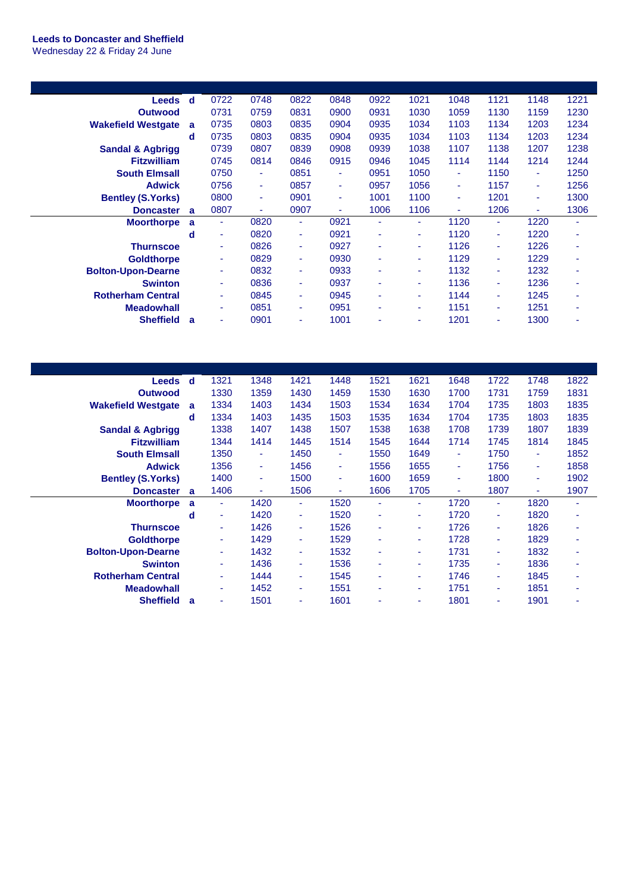**Leeds to Doncaster and Sheffield**
Wednesday 22 & Friday 24 June

| | | | | | | | | | | | |
|---|---|---|---|---|---|---|---|---|---|---|---|
| **Leeds** | **d** | 0722 | 0748 | 0822 | 0848 | 0922 | 1021 | 1048 | 1121 | 1148 | 1221 |
| **Outwood** | | 0731 | 0759 | 0831 | 0900 | 0931 | 1030 | 1059 | 1130 | 1159 | 1230 |
| **Wakefield Westgate** | **a** | 0735 | 0803 | 0835 | 0904 | 0935 | 1034 | 1103 | 1134 | 1203 | 1234 |
| | **d** | 0735 | 0803 | 0835 | 0904 | 0935 | 1034 | 1103 | 1134 | 1203 | 1234 |
| **Sandal & Agbrigg** | | 0739 | 0807 | 0839 | 0908 | 0939 | 1038 | 1107 | 1138 | 1207 | 1238 |
| **Fitzwilliam** | | 0745 | 0814 | 0846 | 0915 | 0946 | 1045 | 1114 | 1144 | 1214 | 1244 |
| **South Elmsall** | | 0750 | - | 0851 | - | 0951 | 1050 | - | 1150 | - | 1250 |
| **Adwick** | | 0756 | - | 0857 | - | 0957 | 1056 | - | 1157 | - | 1256 |
| **Bentley (S.Yorks)** | | 0800 | - | 0901 | - | 1001 | 1100 | - | 1201 | - | 1300 |
| **Doncaster** | **a** | 0807 | - | 0907 | - | 1006 | 1106 | - | 1206 | - | 1306 |
| **Moorthorpe** | **a** | - | 0820 | - | 0921 | - | - | 1120 | - | 1220 | - |
| | **d** | - | 0820 | - | 0921 | - | - | 1120 | - | 1220 | - |
| **Thurnscoe** | | - | 0826 | - | 0927 | - | - | 1126 | - | 1226 | - |
| **Goldthorpe** | | - | 0829 | - | 0930 | - | - | 1129 | - | 1229 | - |
| **Bolton-Upon-Dearne** | | - | 0832 | - | 0933 | - | - | 1132 | - | 1232 | - |
| **Swinton** | | - | 0836 | - | 0937 | - | - | 1136 | - | 1236 | - |
| **Rotherham Central** | | - | 0845 | - | 0945 | - | - | 1144 | - | 1245 | - |
| **Meadowhall** | | - | 0851 | - | 0951 | - | - | 1151 | - | 1251 | - |
| **Sheffield** | **a** | - | 0901 | - | 1001 | - | - | 1201 | - | 1300 | - |

| | | | | | | | | | | | |
|---|---|---|---|---|---|---|---|---|---|---|---|
| **Leeds** | **d** | 1321 | 1348 | 1421 | 1448 | 1521 | 1621 | 1648 | 1722 | 1748 | 1822 |
| **Outwood** | | 1330 | 1359 | 1430 | 1459 | 1530 | 1630 | 1700 | 1731 | 1759 | 1831 |
| **Wakefield Westgate** | **a** | 1334 | 1403 | 1434 | 1503 | 1534 | 1634 | 1704 | 1735 | 1803 | 1835 |
| | **d** | 1334 | 1403 | 1435 | 1503 | 1535 | 1634 | 1704 | 1735 | 1803 | 1835 |
| **Sandal & Agbrigg** | | 1338 | 1407 | 1438 | 1507 | 1538 | 1638 | 1708 | 1739 | 1807 | 1839 |
| **Fitzwilliam** | | 1344 | 1414 | 1445 | 1514 | 1545 | 1644 | 1714 | 1745 | 1814 | 1845 |
| **South Elmsall** | | 1350 | - | 1450 | - | 1550 | 1649 | - | 1750 | - | 1852 |
| **Adwick** | | 1356 | - | 1456 | - | 1556 | 1655 | - | 1756 | - | 1858 |
| **Bentley (S.Yorks)** | | 1400 | - | 1500 | - | 1600 | 1659 | - | 1800 | - | 1902 |
| **Doncaster** | **a** | 1406 | - | 1506 | - | 1606 | 1705 | - | 1807 | - | 1907 |
| **Moorthorpe** | **a** | - | 1420 | - | 1520 | - | - | 1720 | - | 1820 | - |
| | **d** | - | 1420 | - | 1520 | - | - | 1720 | - | 1820 | - |
| **Thurnscoe** | | - | 1426 | - | 1526 | - | - | 1726 | - | 1826 | - |
| **Goldthorpe** | | - | 1429 | - | 1529 | - | - | 1728 | - | 1829 | - |
| **Bolton-Upon-Dearne** | | - | 1432 | - | 1532 | - | - | 1731 | - | 1832 | - |
| **Swinton** | | - | 1436 | - | 1536 | - | - | 1735 | - | 1836 | - |
| **Rotherham Central** | | - | 1444 | - | 1545 | - | - | 1746 | - | 1845 | - |
| **Meadowhall** | | - | 1452 | - | 1551 | - | - | 1751 | - | 1851 | - |
| **Sheffield** | **a** | - | 1501 | - | 1601 | - | - | 1801 | - | 1901 | - |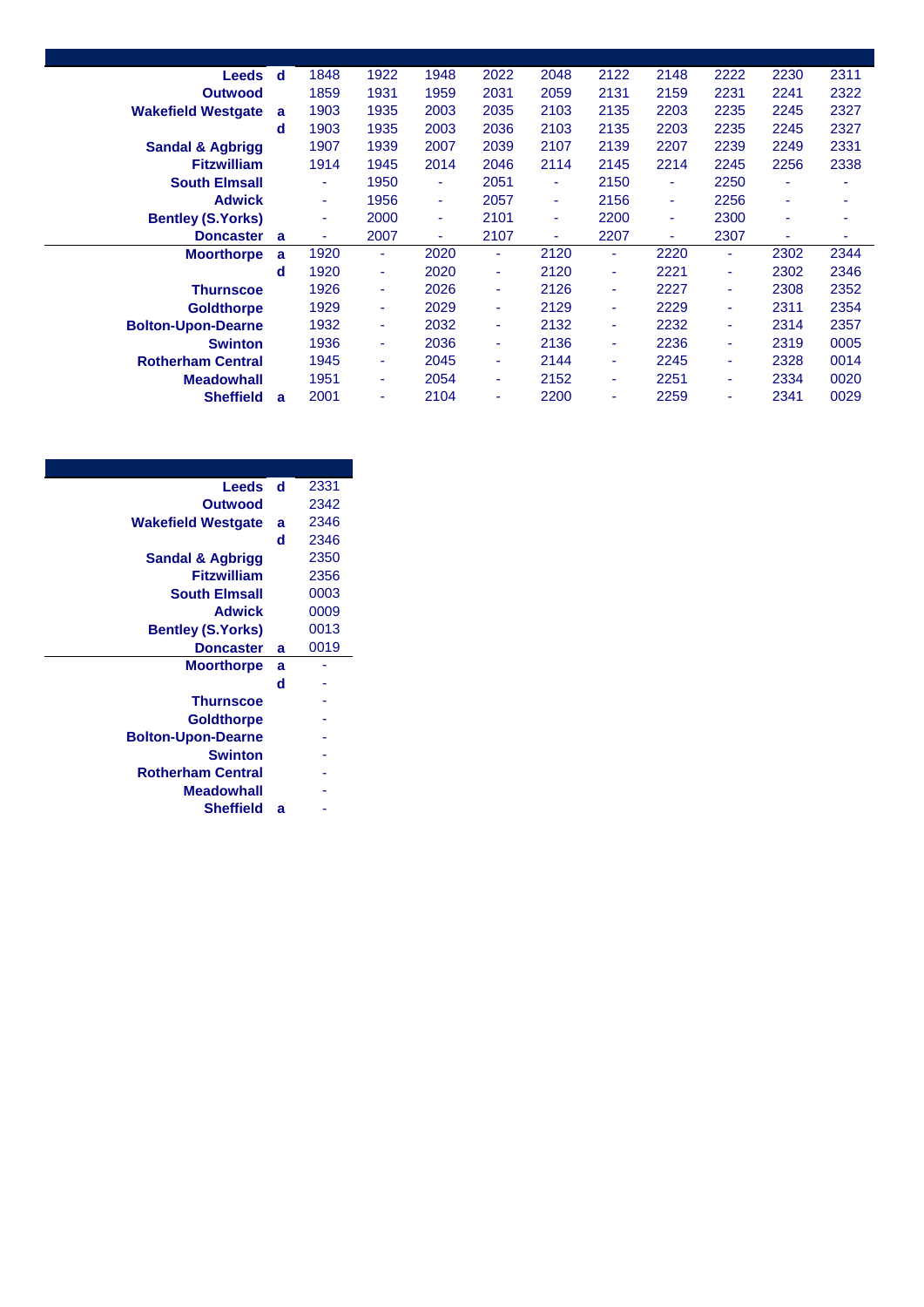| | | | | | | | | | | | |
|---|---|---|---|---|---|---|---|---|---|---|---|
| **Leeds** | d | 1848 | 1922 | 1948 | 2022 | 2048 | 2122 | 2148 | 2222 | 2230 | 2311 |
| **Outwood** | | 1859 | 1931 | 1959 | 2031 | 2059 | 2131 | 2159 | 2231 | 2241 | 2322 |
| **Wakefield Westgate** | a | 1903 | 1935 | 2003 | 2035 | 2103 | 2135 | 2203 | 2235 | 2245 | 2327 |
| | d | 1903 | 1935 | 2003 | 2036 | 2103 | 2135 | 2203 | 2235 | 2245 | 2327 |
| **Sandal & Agbrigg** | | 1907 | 1939 | 2007 | 2039 | 2107 | 2139 | 2207 | 2239 | 2249 | 2331 |
| **Fitzwilliam** | | 1914 | 1945 | 2014 | 2046 | 2114 | 2145 | 2214 | 2245 | 2256 | 2338 |
| **South Elmsall** | | - | 1950 | - | 2051 | - | 2150 | - | 2250 | - | - |
| **Adwick** | | - | 1956 | - | 2057 | - | 2156 | - | 2256 | - | - |
| **Bentley (S.Yorks)** | | - | 2000 | - | 2101 | - | 2200 | - | 2300 | - | - |
| **Doncaster** | a | - | 2007 | - | 2107 | - | 2207 | - | 2307 | - | - |
| **Moorthorpe** | a | 1920 | - | 2020 | - | 2120 | - | 2220 | - | 2302 | 2344 |
| | d | 1920 | - | 2020 | - | 2120 | - | 2221 | - | 2302 | 2346 |
| **Thurnscoe** | | 1926 | - | 2026 | - | 2126 | - | 2227 | - | 2308 | 2352 |
| **Goldthorpe** | | 1929 | - | 2029 | - | 2129 | - | 2229 | - | 2311 | 2354 |
| **Bolton-Upon-Dearne** | | 1932 | - | 2032 | - | 2132 | - | 2232 | - | 2314 | 2357 |
| **Swinton** | | 1936 | - | 2036 | - | 2136 | - | 2236 | - | 2319 | 0005 |
| **Rotherham Central** | | 1945 | - | 2045 | - | 2144 | - | 2245 | - | 2328 | 0014 |
| **Meadowhall** | | 1951 | - | 2054 | - | 2152 | - | 2251 | - | 2334 | 0020 |
| **Sheffield** | a | 2001 | - | 2104 | - | 2200 | - | 2259 | - | 2341 | 0029 |

| | | |
|---|---|---|
| **Leeds** | d | 2331 |
| **Outwood** | | 2342 |
| **Wakefield Westgate** | a | 2346 |
| | d | 2346 |
| **Sandal & Agbrigg** | | 2350 |
| **Fitzwilliam** | | 2356 |
| **South Elmsall** | | 0003 |
| **Adwick** | | 0009 |
| **Bentley (S.Yorks)** | | 0013 |
| **Doncaster** | a | 0019 |
| **Moorthorpe** | a | - |
| | d | - |
| **Thurnscoe** | | - |
| **Goldthorpe** | | - |
| **Bolton-Upon-Dearne** | | - |
| **Swinton** | | - |
| **Rotherham Central** | | - |
| **Meadowhall** | | - |
| **Sheffield** | a | - |